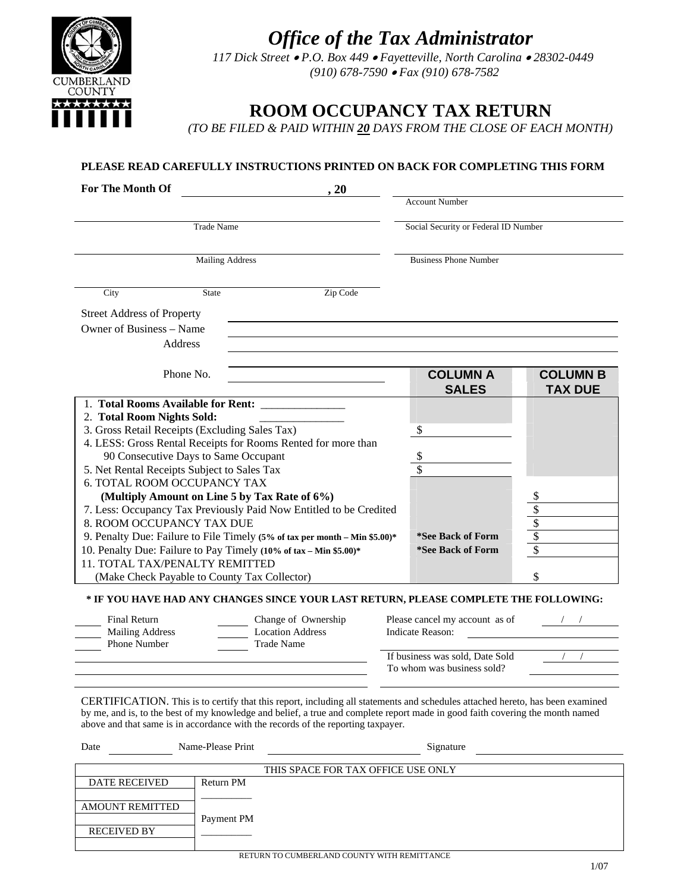# Office of the Tax Administrator

*117 Dick Street • P.O. Box 449 • Fayetteville, North Carolina • 28302-0449*
*(910) 678-7590 • Fax (910) 678-7582*

CUMBERLAND COUNTY

## ROOM OCCUPANCY TAX RETURN

*(TO BE FILED & PAID WITHIN **20** DAYS FROM THE CLOSE OF EACH MONTH)*

**PLEASE READ CAREFULLY INSTRUCTIONS PRINTED ON BACK FOR COMPLETING THIS FORM**

**For The Month Of** ______________________ **, 20** ____

Account Number ______________________

Trade Name ______________________

Social Security or Federal ID Number ______________________

Mailing Address ______________________

Business Phone Number ______________________

City ____________ State ____________ Zip Code ____________

Street Address of Property ______________________

Owner of Business – Name ______________________

Address ______________________

Phone No. ______________________

| | COLUMN A SALES | COLUMN B TAX DUE |
|---|---|---|
| 1. **Total Rooms Available for Rent:** _______________ | | |
| 2. **Total Room Nights Sold:** _______________ | | |
| 3. Gross Retail Receipts (Excluding Sales Tax) | $ | |
| 4. LESS: Gross Rental Receipts for Rooms Rented for more than 90 Consecutive Days to Same Occupant | $ | |
| 5. Net Rental Receipts Subject to Sales Tax | $ | |
| 6. TOTAL ROOM OCCUPANCY TAX **(Multiply Amount on Line 5 by Tax Rate of 6%)** | | $ |
| 7. Less: Occupancy Tax Previously Paid Now Entitled to be Credited | | $ |
| 8. ROOM OCCUPANCY TAX DUE | | $ |
| 9. Penalty Due: Failure to File Timely **(5% of tax per month – Min $5.00)*** | ***See Back of Form** | $ |
| 10. Penalty Due: Failure to Pay Timely **(10% of tax – Min $5.00)*** | ***See Back of Form** | $ |
| 11. TOTAL TAX/PENALTY REMITTED (Make Check Payable to County Tax Collector) | | $ |

**\* IF YOU HAVE HAD ANY CHANGES SINCE YOUR LAST RETURN, PLEASE COMPLETE THE FOLLOWING:**

_____ Final Return
_____ Mailing Address
_____ Phone Number

_____ Change of Ownership
_____ Location Address
_____ Trade Name

Please cancel my account as of ____ / ____ / ____
Indicate Reason: ______________________

If business was sold, Date Sold ____ / ____ / ____
To whom was business sold? ______________________

CERTIFICATION. This is to certify that this report, including all statements and schedules attached hereto, has been examined by me, and is, to the best of my knowledge and belief, a true and complete report made in good faith covering the month named above and that same is in accordance with the records of the reporting taxpayer.

Date ____________ Name-Please Print ______________________ Signature ______________________

| THIS SPACE FOR TAX OFFICE USE ONLY | |
|---|---|
| DATE RECEIVED | Return PM __________ |
| | |
| AMOUNT REMITTED | Payment PM __________ |
| RECEIVED BY | |

RETURN TO CUMBERLAND COUNTY WITH REMITTANCE

1/07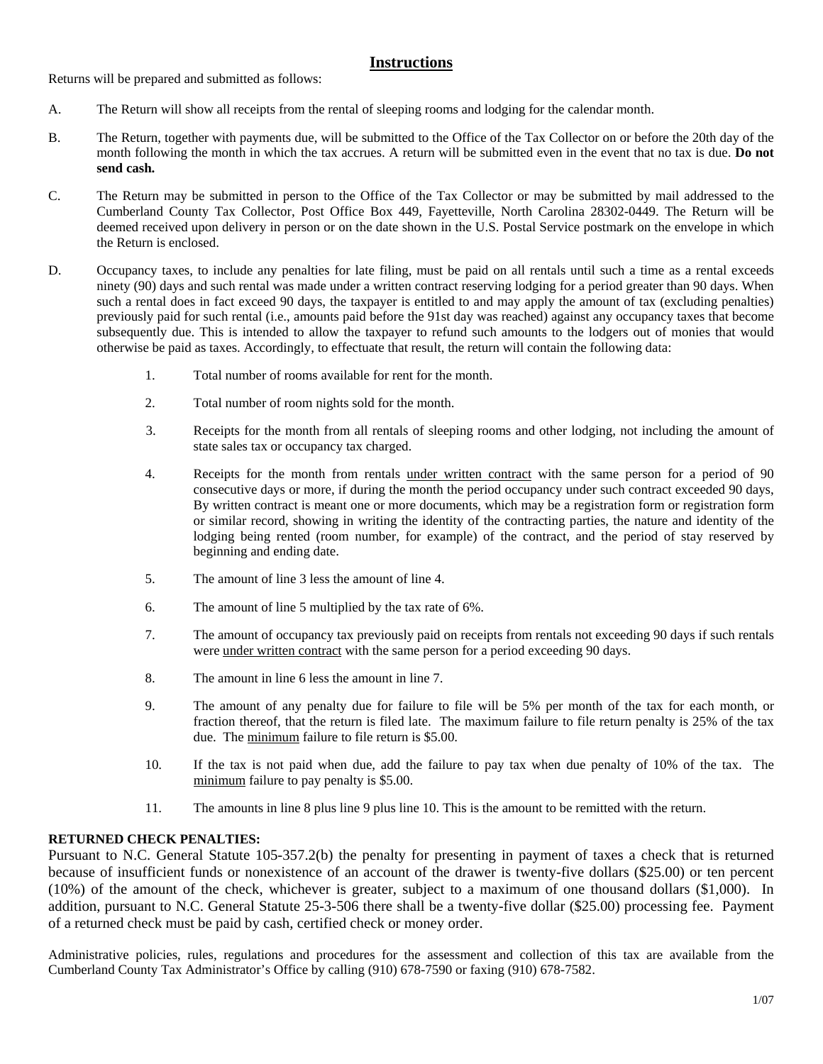## Instructions

Returns will be prepared and submitted as follows:

A. The Return will show all receipts from the rental of sleeping rooms and lodging for the calendar month.

B. The Return, together with payments due, will be submitted to the Office of the Tax Collector on or before the 20th day of the month following the month in which the tax accrues. A return will be submitted even in the event that no tax is due. **Do not send cash.**

C. The Return may be submitted in person to the Office of the Tax Collector or may be submitted by mail addressed to the Cumberland County Tax Collector, Post Office Box 449, Fayetteville, North Carolina 28302-0449. The Return will be deemed received upon delivery in person or on the date shown in the U.S. Postal Service postmark on the envelope in which the Return is enclosed.

D. Occupancy taxes, to include any penalties for late filing, must be paid on all rentals until such a time as a rental exceeds ninety (90) days and such rental was made under a written contract reserving lodging for a period greater than 90 days. When such a rental does in fact exceed 90 days, the taxpayer is entitled to and may apply the amount of tax (excluding penalties) previously paid for such rental (i.e., amounts paid before the 91st day was reached) against any occupancy taxes that become subsequently due. This is intended to allow the taxpayer to refund such amounts to the lodgers out of monies that would otherwise be paid as taxes. Accordingly, to effectuate that result, the return will contain the following data:

1. Total number of rooms available for rent for the month.

2. Total number of room nights sold for the month.

3. Receipts for the month from all rentals of sleeping rooms and other lodging, not including the amount of state sales tax or occupancy tax charged.

4. Receipts for the month from rentals under written contract with the same person for a period of 90 consecutive days or more, if during the month the period occupancy under such contract exceeded 90 days, By written contract is meant one or more documents, which may be a registration form or registration form or similar record, showing in writing the identity of the contracting parties, the nature and identity of the lodging being rented (room number, for example) of the contract, and the period of stay reserved by beginning and ending date.

5. The amount of line 3 less the amount of line 4.

6. The amount of line 5 multiplied by the tax rate of 6%.

7. The amount of occupancy tax previously paid on receipts from rentals not exceeding 90 days if such rentals were under written contract with the same person for a period exceeding 90 days.

8. The amount in line 6 less the amount in line 7.

9. The amount of any penalty due for failure to file will be 5% per month of the tax for each month, or fraction thereof, that the return is filed late. The maximum failure to file return penalty is 25% of the tax due. The minimum failure to file return is $5.00.

10. If the tax is not paid when due, add the failure to pay tax when due penalty of 10% of the tax. The minimum failure to pay penalty is $5.00.

11. The amounts in line 8 plus line 9 plus line 10. This is the amount to be remitted with the return.

**RETURNED CHECK PENALTIES:**

Pursuant to N.C. General Statute 105-357.2(b) the penalty for presenting in payment of taxes a check that is returned because of insufficient funds or nonexistence of an account of the drawer is twenty-five dollars ($25.00) or ten percent (10%) of the amount of the check, whichever is greater, subject to a maximum of one thousand dollars ($1,000). In addition, pursuant to N.C. General Statute 25-3-506 there shall be a twenty-five dollar ($25.00) processing fee. Payment of a returned check must be paid by cash, certified check or money order.

Administrative policies, rules, regulations and procedures for the assessment and collection of this tax are available from the Cumberland County Tax Administrator's Office by calling (910) 678-7590 or faxing (910) 678-7582.

1/07